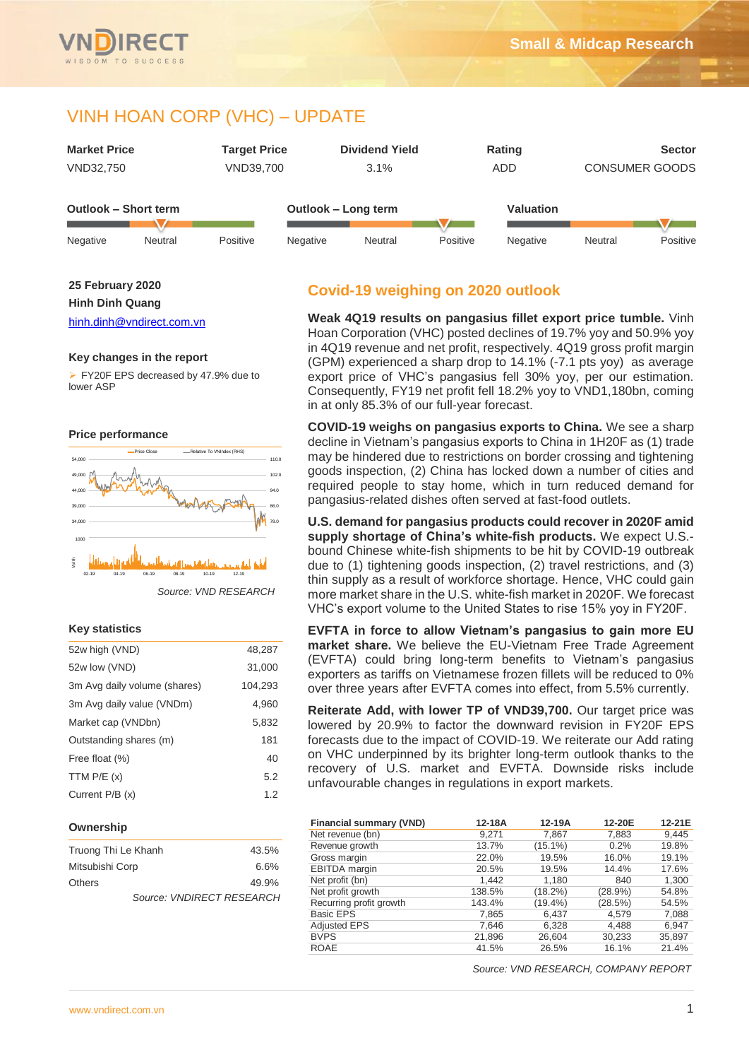# VINH HOAN CORP (VHC) – UPDATE

| Market Price | Target Price | Dividend Yield | Rating | Sector |
|---|---|---|---|---|
| VND32,750 | VND39,700 | 3.1% | ADD | CONSUMER GOODS |

**Outlook – Short term**: Negative | Neutral | Positive (indicator: Neutral)

**Outlook – Long term**: Negative | Neutral | Positive (indicator: Positive)

**Valuation**: Negative | Neutral | Positive (indicator: Positive)

**25 February 2020**
**Hinh Dinh Quang**
hinh.dinh@vndirect.com.vn

### Key changes in the report

- FY20F EPS decreased by 47.9% due to lower ASP

### Price performance

Source: VND RESEARCH

### Key statistics

| | |
|---|---|
| 52w high (VND) | 48,287 |
| 52w low (VND) | 31,000 |
| 3m Avg daily volume (shares) | 104,293 |
| 3m Avg daily value (VNDm) | 4,960 |
| Market cap (VNDbn) | 5,832 |
| Outstanding shares (m) | 181 |
| Free float (%) | 40 |
| TTM P/E (x) | 5.2 |
| Current P/B (x) | 1.2 |

### Ownership

| | |
|---|---|
| Truong Thi Le Khanh | 43.5% |
| Mitsubishi Corp | 6.6% |
| Others | 49.9% |

*Source: VNDIRECT RESEARCH*

## Covid-19 weighing on 2020 outlook

**Weak 4Q19 results on pangasius fillet export price tumble.** Vinh Hoan Corporation (VHC) posted declines of 19.7% yoy and 50.9% yoy in 4Q19 revenue and net profit, respectively. 4Q19 gross profit margin (GPM) experienced a sharp drop to 14.1% (-7.1 pts yoy) as average export price of VHC's pangasius fell 30% yoy, per our estimation. Consequently, FY19 net profit fell 18.2% yoy to VND1,180bn, coming in at only 85.3% of our full-year forecast.

**COVID-19 weighs on pangasius exports to China.** We see a sharp decline in Vietnam's pangasius exports to China in 1H20F as (1) trade may be hindered due to restrictions on border crossing and tightening goods inspection, (2) China has locked down a number of cities and required people to stay home, which in turn reduced demand for pangasius-related dishes often served at fast-food outlets.

**U.S. demand for pangasius products could recover in 2020F amid supply shortage of China's white-fish products.** We expect U.S.-bound Chinese white-fish shipments to be hit by COVID-19 outbreak due to (1) tightening goods inspection, (2) travel restrictions, and (3) thin supply as a result of workforce shortage. Hence, VHC could gain more market share in the U.S. white-fish market in 2020F. We forecast VHC's export volume to the United States to rise 15% yoy in FY20F.

**EVFTA in force to allow Vietnam's pangasius to gain more EU market share.** We believe the EU-Vietnam Free Trade Agreement (EVFTA) could bring long-term benefits to Vietnam's pangasius exporters as tariffs on Vietnamese frozen fillets will be reduced to 0% over three years after EVFTA comes into effect, from 5.5% currently.

**Reiterate Add, with lower TP of VND39,700.** Our target price was lowered by 20.9% to factor the downward revision in FY20F EPS forecasts due to the impact of COVID-19. We reiterate our Add rating on VHC underpinned by its brighter long-term outlook thanks to the recovery of U.S. market and EVFTA. Downside risks include unfavourable changes in regulations in export markets.

| Financial summary (VND) | 12-18A | 12-19A | 12-20E | 12-21E |
|---|---|---|---|---|
| Net revenue (bn) | 9,271 | 7,867 | 7,883 | 9,445 |
| Revenue growth | 13.7% | (15.1%) | 0.2% | 19.8% |
| Gross margin | 22.0% | 19.5% | 16.0% | 19.1% |
| EBITDA margin | 20.5% | 19.5% | 14.4% | 17.6% |
| Net profit (bn) | 1,442 | 1,180 | 840 | 1,300 |
| Net profit growth | 138.5% | (18.2%) | (28.9%) | 54.8% |
| Recurring profit growth | 143.4% | (19.4%) | (28.5%) | 54.5% |
| Basic EPS | 7,865 | 6,437 | 4,579 | 7,088 |
| Adjusted EPS | 7,646 | 6,328 | 4,488 | 6,947 |
| BVPS | 21,896 | 26,604 | 30,233 | 35,897 |
| ROAE | 41.5% | 26.5% | 16.1% | 21.4% |

*Source: VND RESEARCH, COMPANY REPORT*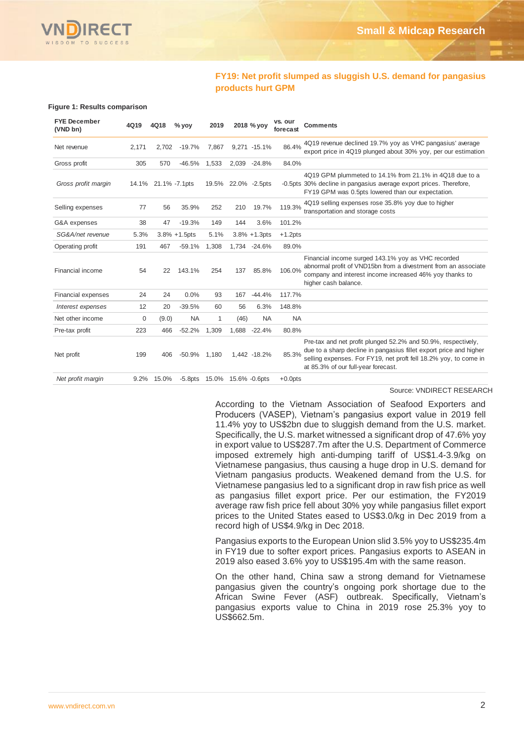## FY19: Net profit slumped as sluggish U.S. demand for pangasius products hurt GPM

**Figure 1: Results comparison**

| FYE December (VND bn) | 4Q19 | 4Q18 | % yoy | 2019 | 2018 | % yoy | vs. our forecast | Comments |
|---|---|---|---|---|---|---|---|---|
| Net revenue | 2,171 | 2,702 | -19.7% | 7,867 | 9,271 | -15.1% | 86.4% | 4Q19 revenue declined 19.7% yoy as VHC pangasius' average export price in 4Q19 plunged about 30% yoy, per our estimation |
| Gross profit | 305 | 570 | -46.5% | 1,533 | 2,039 | -24.8% | 84.0% | |
| *Gross profit margin* | 14.1% | 21.1% | -7.1pts | 19.5% | 22.0% | -2.5pts | -0.5pts | 4Q19 GPM plummeted to 14.1% from 21.1% in 4Q18 due to a 30% decline in pangasius average export prices. Therefore, FY19 GPM was 0.5pts lowered than our expectation. |
| Selling expenses | 77 | 56 | 35.9% | 252 | 210 | 19.7% | 119.3% | 4Q19 selling expenses rose 35.8% yoy due to higher transportation and storage costs |
| G&A expenses | 38 | 47 | -19.3% | 149 | 144 | 3.6% | 101.2% | |
| *SG&A/net revenue* | 5.3% | 3.8% | +1.5pts | 5.1% | 3.8% | +1.3pts | +1.2pts | |
| Operating profit | 191 | 467 | -59.1% | 1,308 | 1,734 | -24.6% | 89.0% | |
| Financial income | 54 | 22 | 143.1% | 254 | 137 | 85.8% | 106.0% | Financial income surged 143.1% yoy as VHC recorded abnormal profit of VND15bn from a divestment from an associate company and interest income increased 46% yoy thanks to higher cash balance. |
| Financial expenses | 24 | 24 | 0.0% | 93 | 167 | -44.4% | 117.7% | |
| *Interest expenses* | 12 | 20 | -39.5% | 60 | 56 | 6.3% | 148.8% | |
| Net other income | 0 | (9.0) | NA | 1 | (46) | NA | NA | |
| Pre-tax profit | 223 | 466 | -52.2% | 1,309 | 1,688 | -22.4% | 80.8% | |
| Net profit | 199 | 406 | -50.9% | 1,180 | 1,442 | -18.2% | 85.3% | Pre-tax and net profit plunged 52.2% and 50.9%, respectively, due to a sharp decline in pangasius fillet export price and higher selling expenses. For FY19, net proft fell 18.2% yoy, to come in at 85.3% of our full-year forecast. |
| *Net profit margin* | 9.2% | 15.0% | -5.8pts | 15.0% | 15.6% | -0.6pts | +0.0pts | |

Source: VNDIRECT RESEARCH

According to the Vietnam Association of Seafood Exporters and Producers (VASEP), Vietnam's pangasius export value in 2019 fell 11.4% yoy to US$2bn due to sluggish demand from the U.S. market. Specifically, the U.S. market witnessed a significant drop of 47.6% yoy in export value to US$287.7m after the U.S. Department of Commerce imposed extremely high anti-dumping tariff of US$1.4-3.9/kg on Vietnamese pangasius, thus causing a huge drop in U.S. demand for Vietnam pangasius products. Weakened demand from the U.S. for Vietnamese pangasius led to a significant drop in raw fish price as well as pangasius fillet export price. Per our estimation, the FY2019 average raw fish price fell about 30% yoy while pangasius fillet export prices to the United States eased to US$3.0/kg in Dec 2019 from a record high of US$4.9/kg in Dec 2018.

Pangasius exports to the European Union slid 3.5% yoy to US$235.4m in FY19 due to softer export prices. Pangasius exports to ASEAN in 2019 also eased 3.6% yoy to US$195.4m with the same reason.

On the other hand, China saw a strong demand for Vietnamese pangasius given the country's ongoing pork shortage due to the African Swine Fever (ASF) outbreak. Specifically, Vietnam's pangasius exports value to China in 2019 rose 25.3% yoy to US$662.5m.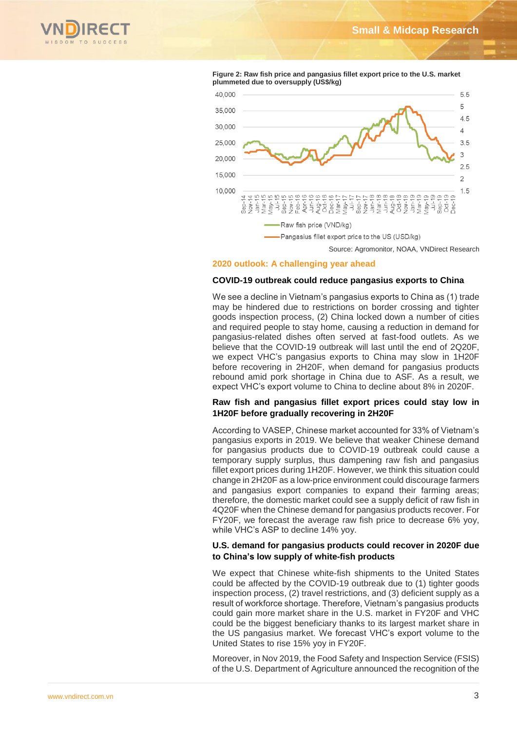**Figure 2: Raw fish price and pangasius fillet export price to the U.S. market plummeted due to oversupply (US$/kg)**

Source: Agromonitor, NOAA, VNDirect Research

## 2020 outlook: A challenging year ahead

### COVID-19 outbreak could reduce pangasius exports to China

We see a decline in Vietnam's pangasius exports to China as (1) trade may be hindered due to restrictions on border crossing and tighter goods inspection process, (2) China locked down a number of cities and required people to stay home, causing a reduction in demand for pangasius-related dishes often served at fast-food outlets. As we believe that the COVID-19 outbreak will last until the end of 2Q20F, we expect VHC's pangasius exports to China may slow in 1H20F before recovering in 2H20F, when demand for pangasius products rebound amid pork shortage in China due to ASF. As a result, we expect VHC's export volume to China to decline about 8% in 2020F.

### Raw fish and pangasius fillet export prices could stay low in 1H20F before gradually recovering in 2H20F

According to VASEP, Chinese market accounted for 33% of Vietnam's pangasius exports in 2019. We believe that weaker Chinese demand for pangasius products due to COVID-19 outbreak could cause a temporary supply surplus, thus dampening raw fish and pangasius fillet export prices during 1H20F. However, we think this situation could change in 2H20F as a low-price environment could discourage farmers and pangasius export companies to expand their farming areas; therefore, the domestic market could see a supply deficit of raw fish in 4Q20F when the Chinese demand for pangasius products recover. For FY20F, we forecast the average raw fish price to decrease 6% yoy, while VHC's ASP to decline 14% yoy.

### U.S. demand for pangasius products could recover in 2020F due to China's low supply of white-fish products

We expect that Chinese white-fish shipments to the United States could be affected by the COVID-19 outbreak due to (1) tighter goods inspection process, (2) travel restrictions, and (3) deficient supply as a result of workforce shortage. Therefore, Vietnam's pangasius products could gain more market share in the U.S. market in FY20F and VHC could be the biggest beneficiary thanks to its largest market share in the US pangasius market. We forecast VHC's export volume to the United States to rise 15% yoy in FY20F.

Moreover, in Nov 2019, the Food Safety and Inspection Service (FSIS) of the U.S. Department of Agriculture announced the recognition of the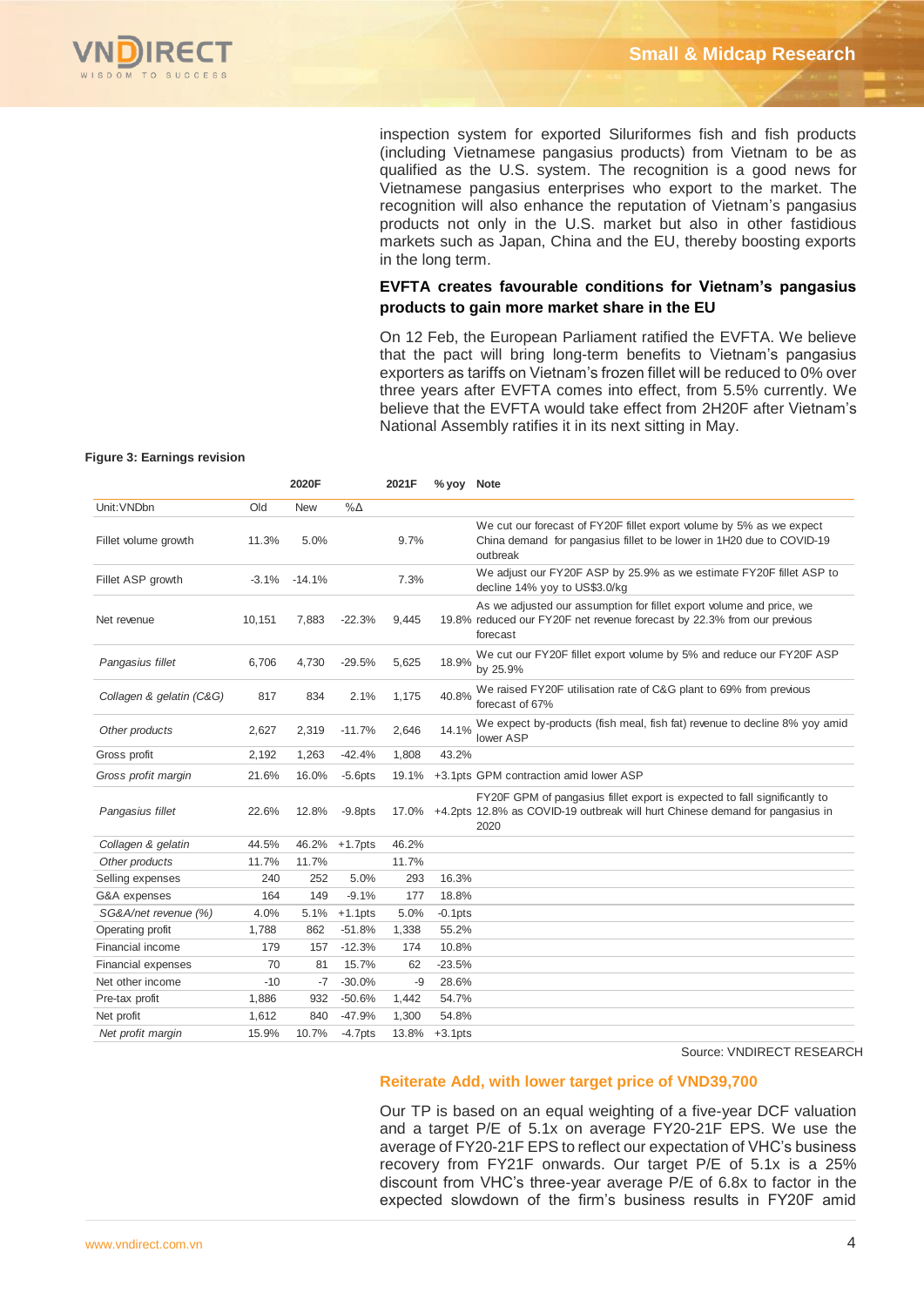inspection system for exported Siluriformes fish and fish products (including Vietnamese pangasius products) from Vietnam to be as qualified as the U.S. system. The recognition is a good news for Vietnamese pangasius enterprises who export to the market. The recognition will also enhance the reputation of Vietnam's pangasius products not only in the U.S. market but also in other fastidious markets such as Japan, China and the EU, thereby boosting exports in the long term.

### EVFTA creates favourable conditions for Vietnam's pangasius products to gain more market share in the EU

On 12 Feb, the European Parliament ratified the EVFTA. We believe that the pact will bring long-term benefits to Vietnam's pangasius exporters as tariffs on Vietnam's frozen fillet will be reduced to 0% over three years after EVFTA comes into effect, from 5.5% currently. We believe that the EVFTA would take effect from 2H20F after Vietnam's National Assembly ratifies it in its next sitting in May.

**Figure 3: Earnings revision**

| | 2020F | | | 2021F | % yoy | Note |
|---|---|---|---|---|---|---|
| Unit:VNDbn | Old | New | %Δ | | | |
| Fillet volume growth | 11.3% | 5.0% | | 9.7% | | We cut our forecast of FY20F fillet export volume by 5% as we expect China demand for pangasius fillet to be lower in 1H20 due to COVID-19 outbreak |
| Fillet ASP growth | -3.1% | -14.1% | | 7.3% | | We adjust our FY20F ASP by 25.9% as we estimate FY20F fillet ASP to decline 14% yoy to US$3.0/kg |
| Net revenue | 10,151 | 7,883 | -22.3% | 9,445 | 19.8% | As we adjusted our assumption for fillet export volume and price, we reduced our FY20F net revenue forecast by 22.3% from our previous forecast |
| *Pangasius fillet* | 6,706 | 4,730 | -29.5% | 5,625 | 18.9% | We cut our FY20F fillet export volume by 5% and reduce our FY20F ASP by 25.9% |
| *Collagen & gelatin (C&G)* | 817 | 834 | 2.1% | 1,175 | 40.8% | We raised FY20F utilisation rate of C&G plant to 69% from previous forecast of 67% |
| *Other products* | 2,627 | 2,319 | -11.7% | 2,646 | 14.1% | We expect by-products (fish meal, fish fat) revenue to decline 8% yoy amid lower ASP |
| Gross profit | 2,192 | 1,263 | -42.4% | 1,808 | 43.2% | |
| *Gross profit margin* | 21.6% | 16.0% | -5.6pts | 19.1% | +3.1pts | GPM contraction amid lower ASP |
| *Pangasius fillet* | 22.6% | 12.8% | -9.8pts | 17.0% | +4.2pts | FY20F GPM of pangasius fillet export is expected to fall significantly to 12.8% as COVID-19 outbreak will hurt Chinese demand for pangasius in 2020 |
| *Collagen & gelatin* | 44.5% | 46.2% | +1.7pts | 46.2% | | |
| *Other products* | 11.7% | 11.7% | | 11.7% | | |
| Selling expenses | 240 | 252 | 5.0% | 293 | 16.3% | |
| G&A expenses | 164 | 149 | -9.1% | 177 | 18.8% | |
| *SG&A/net revenue (%)* | 4.0% | 5.1% | +1.1pts | 5.0% | -0.1pts | |
| Operating profit | 1,788 | 862 | -51.8% | 1,338 | 55.2% | |
| Financial income | 179 | 157 | -12.3% | 174 | 10.8% | |
| Financial expenses | 70 | 81 | 15.7% | 62 | -23.5% | |
| Net other income | -10 | -7 | -30.0% | -9 | 28.6% | |
| Pre-tax profit | 1,886 | 932 | -50.6% | 1,442 | 54.7% | |
| Net profit | 1,612 | 840 | -47.9% | 1,300 | 54.8% | |
| *Net profit margin* | 15.9% | 10.7% | -4.7pts | 13.8% | +3.1pts | |

Source: VNDIRECT RESEARCH

### Reiterate Add, with lower target price of VND39,700

Our TP is based on an equal weighting of a five-year DCF valuation and a target P/E of 5.1x on average FY20-21F EPS. We use the average of FY20-21F EPS to reflect our expectation of VHC's business recovery from FY21F onwards. Our target P/E of 5.1x is a 25% discount from VHC's three-year average P/E of 6.8x to factor in the expected slowdown of the firm's business results in FY20F amid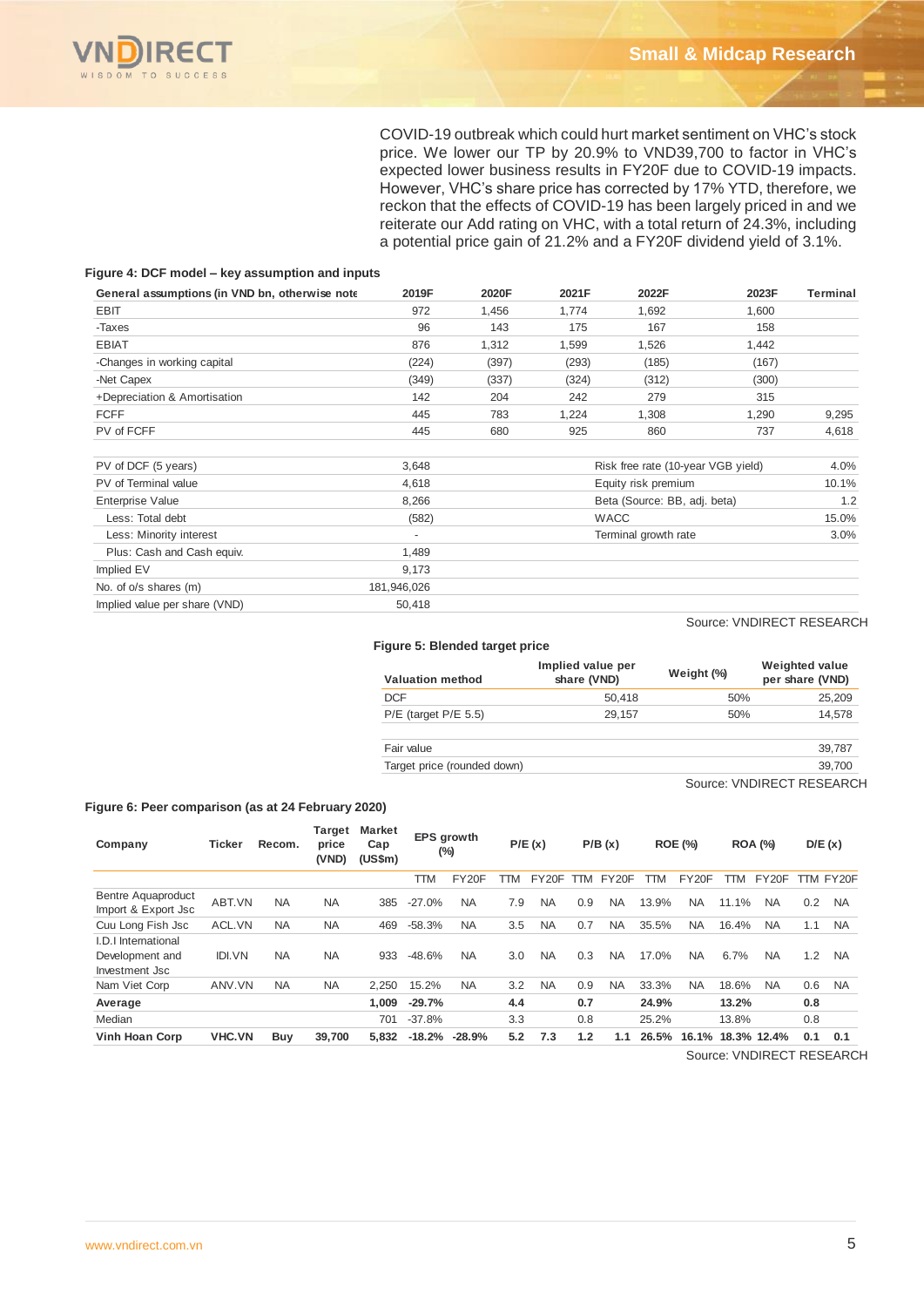COVID-19 outbreak which could hurt market sentiment on VHC's stock price. We lower our TP by 20.9% to VND39,700 to factor in VHC's expected lower business results in FY20F due to COVID-19 impacts. However, VHC's share price has corrected by 17% YTD, therefore, we reckon that the effects of COVID-19 has been largely priced in and we reiterate our Add rating on VHC, with a total return of 24.3%, including a potential price gain of 21.2% and a FY20F dividend yield of 3.1%.

**Figure 4: DCF model – key assumption and inputs**

| General assumptions (in VND bn, otherwise note | 2019F | 2020F | 2021F | 2022F | 2023F | Terminal |
|---|---|---|---|---|---|---|
| EBIT | 972 | 1,456 | 1,774 | 1,692 | 1,600 | |
| -Taxes | 96 | 143 | 175 | 167 | 158 | |
| EBIAT | 876 | 1,312 | 1,599 | 1,526 | 1,442 | |
| -Changes in working capital | (224) | (397) | (293) | (185) | (167) | |
| -Net Capex | (349) | (337) | (324) | (312) | (300) | |
| +Depreciation & Amortisation | 142 | 204 | 242 | 279 | 315 | |
| FCFF | 445 | 783 | 1,224 | 1,308 | 1,290 | 9,295 |
| PV of FCFF | 445 | 680 | 925 | 860 | 737 | 4,618 |

| | |
|---|---|
| PV of DCF (5 years) | 3,648 |
| PV of Terminal value | 4,618 |
| Enterprise Value | 8,266 |
| Less: Total debt | (582) |
| Less: Minority interest | - |
| Plus: Cash and Cash equiv. | 1,489 |
| Implied EV | 9,173 |
| No. of o/s shares (m) | 181,946,026 |
| Implied value per share (VND) | 50,418 |

| | |
|---|---|
| Risk free rate (10-year VGB yield) | 4.0% |
| Equity risk premium | 10.1% |
| Beta (Source: BB, adj. beta) | 1.2 |
| WACC | 15.0% |
| Terminal growth rate | 3.0% |

Source: VNDIRECT RESEARCH

**Figure 5: Blended target price**

| Valuation method | Implied value per share (VND) | Weight (%) | Weighted value per share (VND) |
|---|---|---|---|
| DCF | 50,418 | 50% | 25,209 |
| P/E (target P/E 5.5) | 29,157 | 50% | 14,578 |
| Fair value | | | 39,787 |
| Target price (rounded down) | | | 39,700 |

Source: VNDIRECT RESEARCH

**Figure 6: Peer comparison (as at 24 February 2020)**

| Company | Ticker | Recom. | Target price (VND) | Market Cap (US$m) | EPS growth (%) | | P/E (x) | | P/B (x) | | ROE (%) | | ROA (%) | | D/E (x) | |
|---|---|---|---|---|---|---|---|---|---|---|---|---|---|---|---|---|
| | | | | | TTM | FY20F | TTM | FY20F | TTM | FY20F | TTM | FY20F | TTM | FY20F | TTM | FY20F |
| Bentre Aquaproduct Import & Export Jsc | ABT.VN | NA | NA | 385 | -27.0% | NA | 7.9 | NA | 0.9 | NA | 13.9% | NA | 11.1% | NA | 0.2 | NA |
| Cuu Long Fish Jsc | ACL.VN | NA | NA | 469 | -58.3% | NA | 3.5 | NA | 0.7 | NA | 35.5% | NA | 16.4% | NA | 1.1 | NA |
| I.D.I International Development and Investment Jsc | IDI.VN | NA | NA | 933 | -48.6% | NA | 3.0 | NA | 0.3 | NA | 17.0% | NA | 6.7% | NA | 1.2 | NA |
| Nam Viet Corp | ANV.VN | NA | NA | 2,250 | 15.2% | NA | 3.2 | NA | 0.9 | NA | 33.3% | NA | 18.6% | NA | 0.6 | NA |
| **Average** | | | | **1,009** | **-29.7%** | | **4.4** | | **0.7** | | **24.9%** | | **13.2%** | | **0.8** | |
| Median | | | | 701 | -37.8% | | 3.3 | | 0.8 | | 25.2% | | 13.8% | | 0.8 | |
| **Vinh Hoan Corp** | **VHC.VN** | **Buy** | **39,700** | **5,832** | **-18.2%** | **-28.9%** | **5.2** | **7.3** | **1.2** | **1.1** | **26.5%** | **16.1%** | **18.3%** | **12.4%** | **0.1** | **0.1** |

Source: VNDIRECT RESEARCH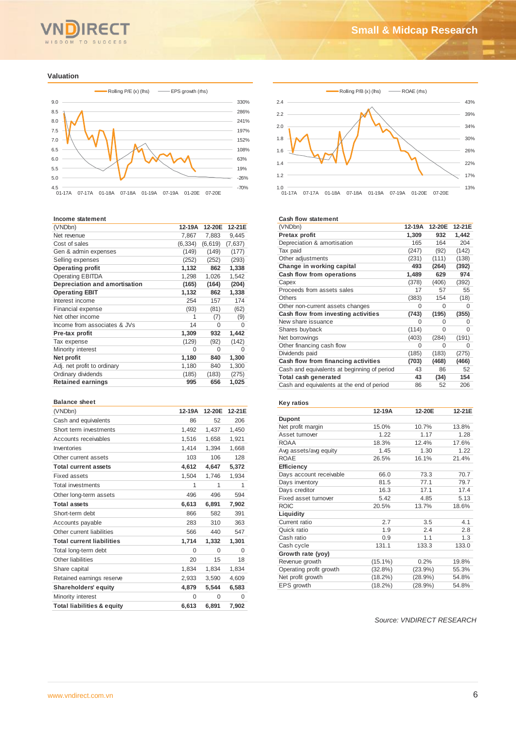## Valuation

Rolling P/E (x) (lhs) — EPS growth (rhs)

Rolling P/B (x) (lhs) — ROAE (rhs)

### Income statement

| (VNDbn) | 12-19A | 12-20E | 12-21E |
|---|---|---|---|
| Net revenue | 7,867 | 7,883 | 9,445 |
| Cost of sales | (6,334) | (6,619) | (7,637) |
| Gen & admin expenses | (149) | (149) | (177) |
| Selling expenses | (252) | (252) | (293) |
| **Operating profit** | **1,132** | **862** | **1,338** |
| Operating EBITDA | 1,298 | 1,026 | 1,542 |
| **Depreciation and amortisation** | **(165)** | **(164)** | **(204)** |
| **Operating EBIT** | **1,132** | **862** | **1,338** |
| Interest income | 254 | 157 | 174 |
| Financial expense | (93) | (81) | (62) |
| Net other income | 1 | (7) | (9) |
| Income from associates & JVs | 14 | 0 | 0 |
| **Pre-tax profit** | **1,309** | **932** | **1,442** |
| Tax expense | (129) | (92) | (142) |
| Minority interest | 0 | 0 | 0 |
| **Net profit** | **1,180** | **840** | **1,300** |
| Adj. net profit to ordinary | 1,180 | 840 | 1,300 |
| Ordinary dividends | (185) | (183) | (275) |
| **Retained earnings** | **995** | **656** | **1,025** |

### Balance sheet

| (VNDbn) | 12-19A | 12-20E | 12-21E |
|---|---|---|---|
| Cash and equivalents | 86 | 52 | 206 |
| Short term investments | 1,492 | 1,437 | 1,450 |
| Accounts receivables | 1,516 | 1,658 | 1,921 |
| Inventories | 1,414 | 1,394 | 1,668 |
| Other current assets | 103 | 106 | 128 |
| **Total current assets** | **4,612** | **4,647** | **5,372** |
| Fixed assets | 1,504 | 1,746 | 1,934 |
| Total investments | 1 | 1 | 1 |
| Other long-term assets | 496 | 496 | 594 |
| **Total assets** | **6,613** | **6,891** | **7,902** |
| Short-term debt | 866 | 582 | 391 |
| Accounts payable | 283 | 310 | 363 |
| Other current liabilities | 566 | 440 | 547 |
| **Total current liabilities** | **1,714** | **1,332** | **1,301** |
| Total long-term debt | 0 | 0 | 0 |
| Other liabilities | 20 | 15 | 18 |
| Share capital | 1,834 | 1,834 | 1,834 |
| Retained earnings reserve | 2,933 | 3,590 | 4,609 |
| **Shareholders' equity** | **4,879** | **5,544** | **6,583** |
| Minority interest | 0 | 0 | 0 |
| **Total liabilities & equity** | **6,613** | **6,891** | **7,902** |

### Cash flow statement

| (VNDbn) | 12-19A | 12-20E | 12-21E |
|---|---|---|---|
| **Pretax profit** | **1,309** | **932** | **1,442** |
| Depreciation & amortisation | 165 | 164 | 204 |
| Tax paid | (247) | (92) | (142) |
| Other adjustments | (231) | (111) | (138) |
| **Change in working capital** | **493** | **(264)** | **(392)** |
| **Cash flow from operations** | **1,489** | **629** | **974** |
| Capex | (378) | (406) | (392) |
| Proceeds from assets sales | 17 | 57 | 55 |
| Others | (383) | 154 | (18) |
| Other non-current assets changes | 0 | 0 | 0 |
| **Cash flow from investing activities** | **(743)** | **(195)** | **(355)** |
| New share issuance | 0 | 0 | 0 |
| Shares buyback | (114) | 0 | 0 |
| Net borrowings | (403) | (284) | (191) |
| Other financing cash flow | 0 | 0 | 0 |
| Dividends paid | (185) | (183) | (275) |
| **Cash flow from financing activities** | **(703)** | **(468)** | **(466)** |
| Cash and equivalents at beginning of period | 43 | 86 | 52 |
| **Total cash generated** | **43** | **(34)** | **154** |
| Cash and equivalents at the end of period | 86 | 52 | 206 |

### Key ratios

| | 12-19A | 12-20E | 12-21E |
|---|---|---|---|
| **Dupont** | | | |
| Net profit margin | 15.0% | 10.7% | 13.8% |
| Asset turnover | 1.22 | 1.17 | 1.28 |
| ROAA | 18.3% | 12.4% | 17.6% |
| Avg assets/avg equity | 1.45 | 1.30 | 1.22 |
| ROAE | 26.5% | 16.1% | 21.4% |
| **Efficiency** | | | |
| Days account receivable | 66.0 | 73.3 | 70.7 |
| Days inventory | 81.5 | 77.1 | 79.7 |
| Days creditor | 16.3 | 17.1 | 17.4 |
| Fixed asset turnover | 5.42 | 4.85 | 5.13 |
| ROIC | 20.5% | 13.7% | 18.6% |
| **Liquidity** | | | |
| Current ratio | 2.7 | 3.5 | 4.1 |
| Quick ratio | 1.9 | 2.4 | 2.8 |
| Cash ratio | 0.9 | 1.1 | 1.3 |
| Cash cycle | 131.1 | 133.3 | 133.0 |
| **Growth rate (yoy)** | | | |
| Revenue growth | (15.1%) | 0.2% | 19.8% |
| Operating profit growth | (32.8%) | (23.9%) | 55.3% |
| Net profit growth | (18.2%) | (28.9%) | 54.8% |
| EPS growth | (18.2%) | (28.9%) | 54.8% |

*Source: VNDIRECT RESEARCH*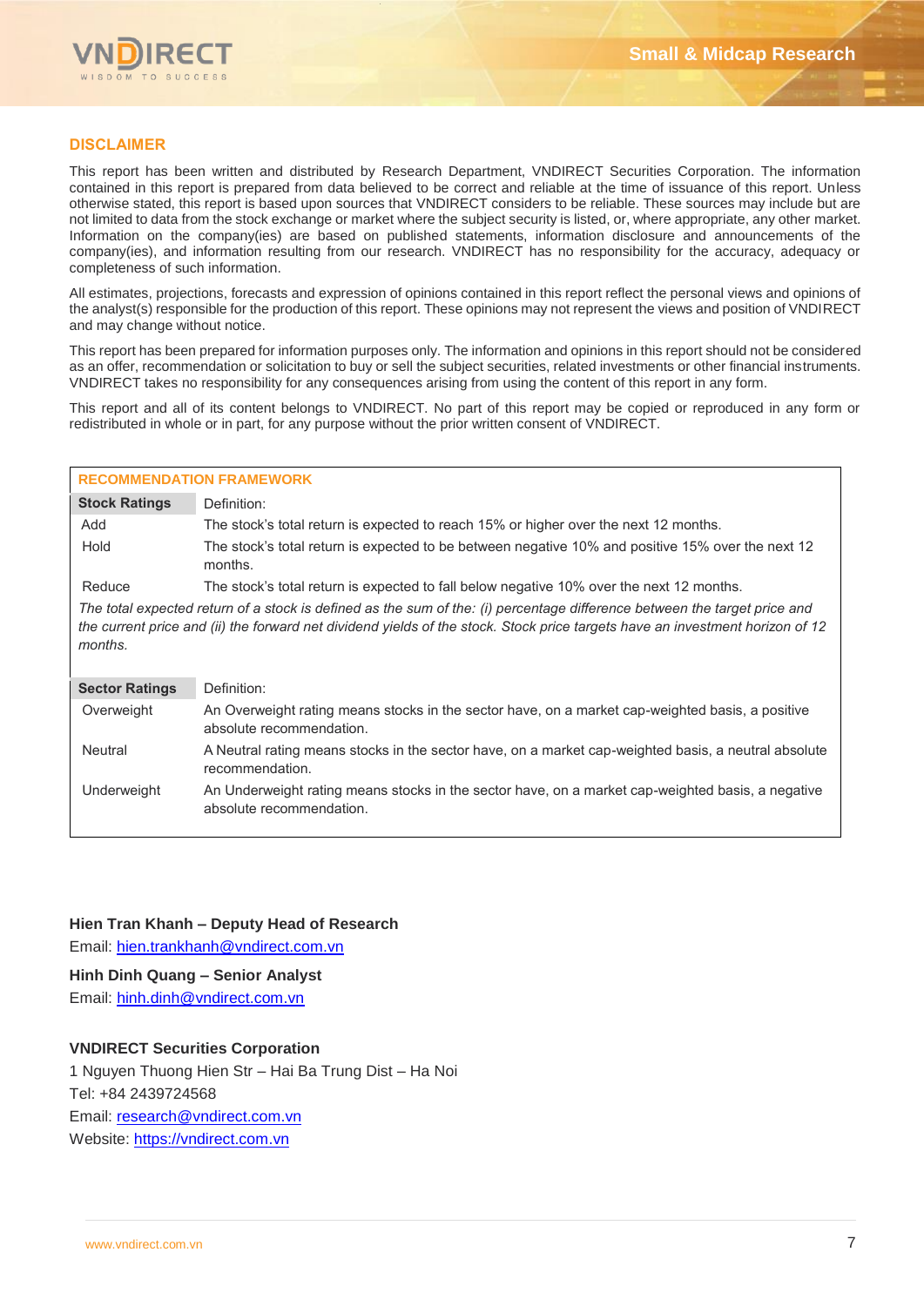## DISCLAIMER

This report has been written and distributed by Research Department, VNDIRECT Securities Corporation. The information contained in this report is prepared from data believed to be correct and reliable at the time of issuance of this report. Unless otherwise stated, this report is based upon sources that VNDIRECT considers to be reliable. These sources may include but are not limited to data from the stock exchange or market where the subject security is listed, or, where appropriate, any other market. Information on the company(ies) are based on published statements, information disclosure and announcements of the company(ies), and information resulting from our research. VNDIRECT has no responsibility for the accuracy, adequacy or completeness of such information.

All estimates, projections, forecasts and expression of opinions contained in this report reflect the personal views and opinions of the analyst(s) responsible for the production of this report. These opinions may not represent the views and position of VNDIRECT and may change without notice.

This report has been prepared for information purposes only. The information and opinions in this report should not be considered as an offer, recommendation or solicitation to buy or sell the subject securities, related investments or other financial instruments. VNDIRECT takes no responsibility for any consequences arising from using the content of this report in any form.

This report and all of its content belongs to VNDIRECT. No part of this report may be copied or reproduced in any form or redistributed in whole or in part, for any purpose without the prior written consent of VNDIRECT.

### RECOMMENDATION FRAMEWORK

| **Stock Ratings** | Definition: |
|---|---|
| Add | The stock's total return is expected to reach 15% or higher over the next 12 months. |
| Hold | The stock's total return is expected to be between negative 10% and positive 15% over the next 12 months. |
| Reduce | The stock's total return is expected to fall below negative 10% over the next 12 months. |

*The total expected return of a stock is defined as the sum of the: (i) percentage difference between the target price and the current price and (ii) the forward net dividend yields of the stock. Stock price targets have an investment horizon of 12 months.*

| **Sector Ratings** | Definition: |
|---|---|
| Overweight | An Overweight rating means stocks in the sector have, on a market cap-weighted basis, a positive absolute recommendation. |
| Neutral | A Neutral rating means stocks in the sector have, on a market cap-weighted basis, a neutral absolute recommendation. |
| Underweight | An Underweight rating means stocks in the sector have, on a market cap-weighted basis, a negative absolute recommendation. |

**Hien Tran Khanh – Deputy Head of Research**
Email: hien.trankhanh@vndirect.com.vn

**Hinh Dinh Quang – Senior Analyst**
Email: hinh.dinh@vndirect.com.vn

**VNDIRECT Securities Corporation**
1 Nguyen Thuong Hien Str – Hai Ba Trung Dist – Ha Noi
Tel: +84 2439724568
Email: research@vndirect.com.vn
Website: https://vndirect.com.vn